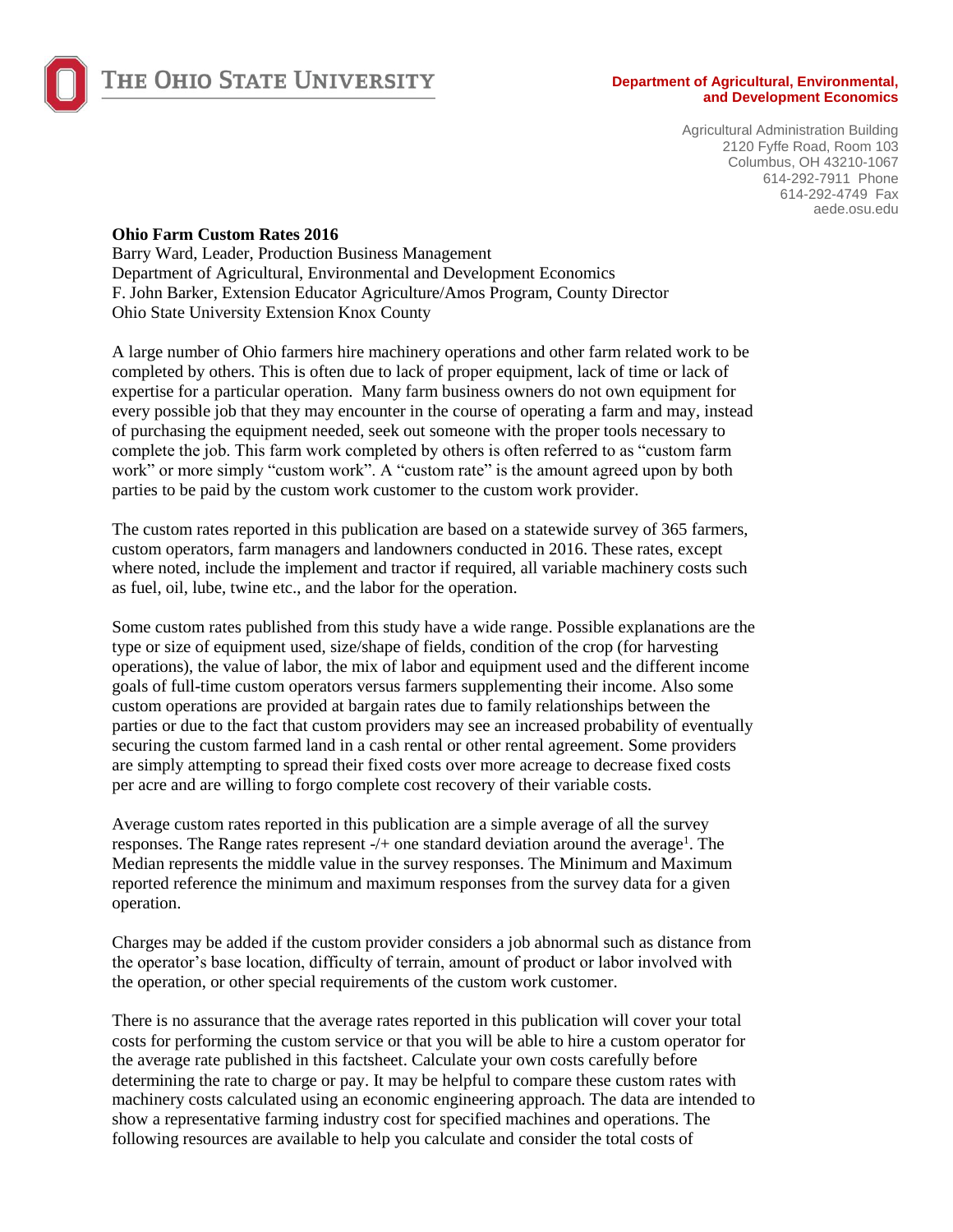THE OHIO STATE UNIVERSITY

**Department of Agricultural, Environmental, and Development Economics**

Agricultural Administration Building
2120 Fyffe Road, Room 103
Columbus, OH 43210-1067
614-292-7911 Phone
614-292-4749 Fax
aede.osu.edu

# Ohio Farm Custom Rates 2016

Barry Ward, Leader, Production Business Management
Department of Agricultural, Environmental and Development Economics
F. John Barker, Extension Educator Agriculture/Amos Program, County Director
Ohio State University Extension Knox County

A large number of Ohio farmers hire machinery operations and other farm related work to be completed by others. This is often due to lack of proper equipment, lack of time or lack of expertise for a particular operation. Many farm business owners do not own equipment for every possible job that they may encounter in the course of operating a farm and may, instead of purchasing the equipment needed, seek out someone with the proper tools necessary to complete the job. This farm work completed by others is often referred to as "custom farm work" or more simply "custom work". A "custom rate" is the amount agreed upon by both parties to be paid by the custom work customer to the custom work provider.

The custom rates reported in this publication are based on a statewide survey of 365 farmers, custom operators, farm managers and landowners conducted in 2016. These rates, except where noted, include the implement and tractor if required, all variable machinery costs such as fuel, oil, lube, twine etc., and the labor for the operation.

Some custom rates published from this study have a wide range. Possible explanations are the type or size of equipment used, size/shape of fields, condition of the crop (for harvesting operations), the value of labor, the mix of labor and equipment used and the different income goals of full-time custom operators versus farmers supplementing their income. Also some custom operations are provided at bargain rates due to family relationships between the parties or due to the fact that custom providers may see an increased probability of eventually securing the custom farmed land in a cash rental or other rental agreement. Some providers are simply attempting to spread their fixed costs over more acreage to decrease fixed costs per acre and are willing to forgo complete cost recovery of their variable costs.

Average custom rates reported in this publication are a simple average of all the survey responses. The Range rates represent -/+ one standard deviation around the average[1]. The Median represents the middle value in the survey responses. The Minimum and Maximum reported reference the minimum and maximum responses from the survey data for a given operation.

Charges may be added if the custom provider considers a job abnormal such as distance from the operator's base location, difficulty of terrain, amount of product or labor involved with the operation, or other special requirements of the custom work customer.

There is no assurance that the average rates reported in this publication will cover your total costs for performing the custom service or that you will be able to hire a custom operator for the average rate published in this factsheet. Calculate your own costs carefully before determining the rate to charge or pay. It may be helpful to compare these custom rates with machinery costs calculated using an economic engineering approach. The data are intended to show a representative farming industry cost for specified machines and operations. The following resources are available to help you calculate and consider the total costs of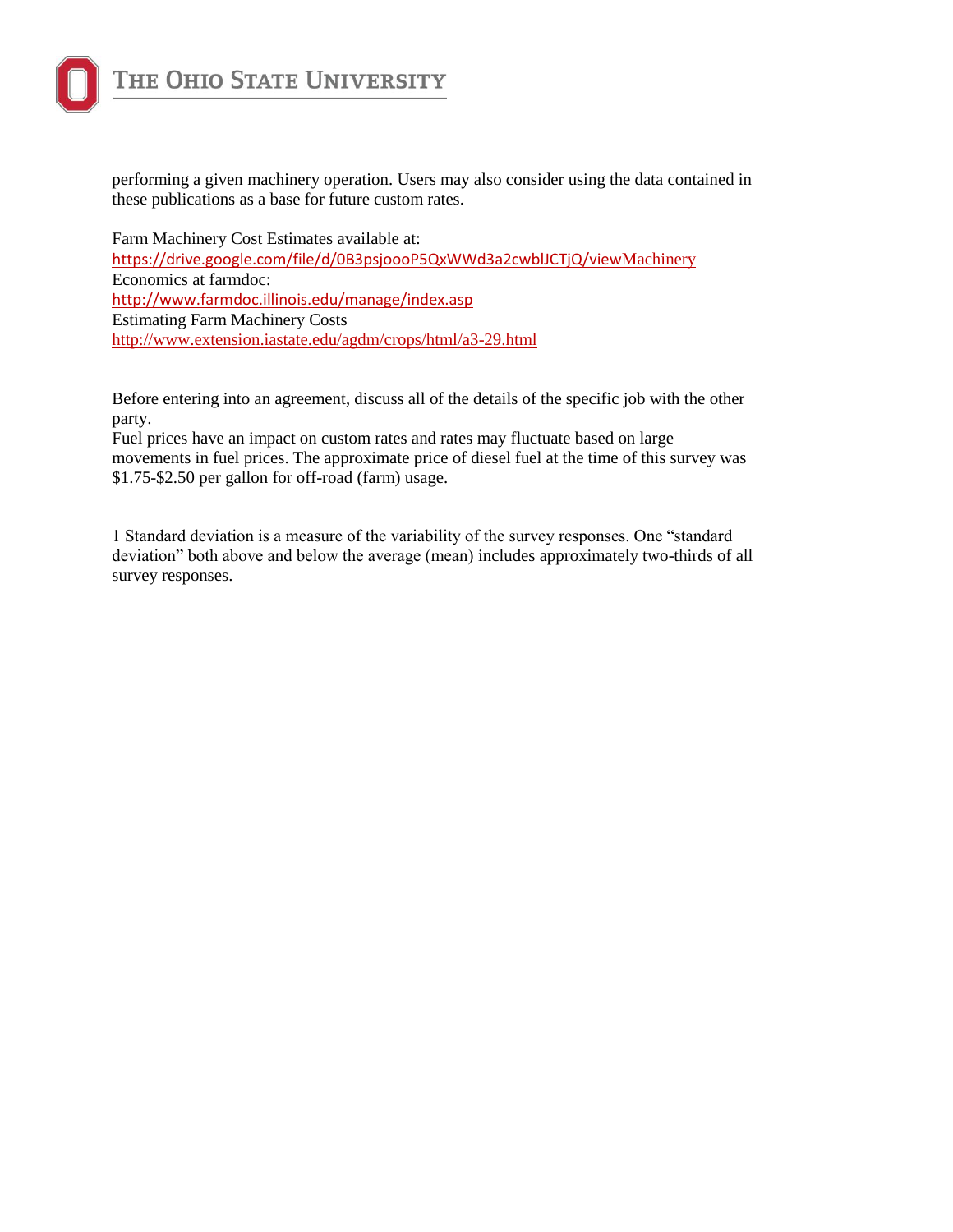performing a given machinery operation. Users may also consider using the data contained in these publications as a base for future custom rates.

Farm Machinery Cost Estimates available at:
https://drive.google.com/file/d/0B3psjoooP5QxWWd3a2cwblJCTjQ/viewMachinery
Economics at farmdoc:
http://www.farmdoc.illinois.edu/manage/index.asp
Estimating Farm Machinery Costs
http://www.extension.iastate.edu/agdm/crops/html/a3-29.html

Before entering into an agreement, discuss all of the details of the specific job with the other party.
Fuel prices have an impact on custom rates and rates may fluctuate based on large movements in fuel prices. The approximate price of diesel fuel at the time of this survey was $1.75-$2.50 per gallon for off-road (farm) usage.

1 Standard deviation is a measure of the variability of the survey responses. One "standard deviation" both above and below the average (mean) includes approximately two-thirds of all survey responses.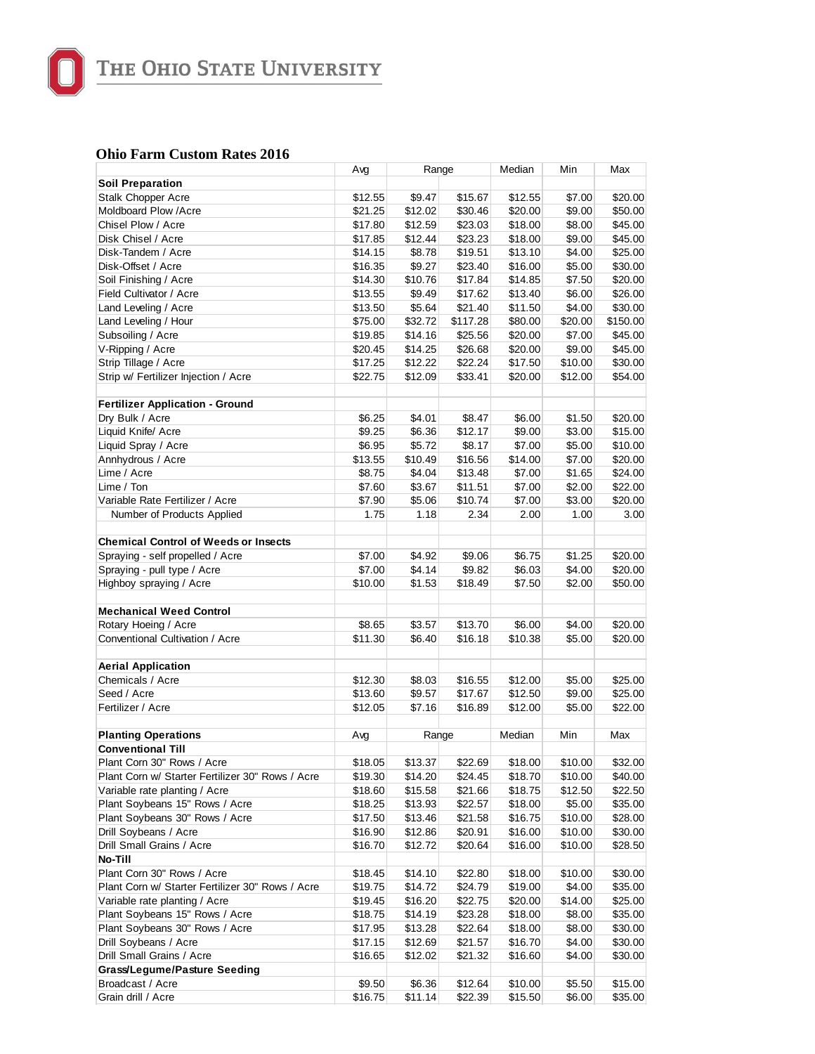## Ohio Farm Custom Rates 2016

| | Avg | Range | | Median | Min | Max |
|---|---|---|---|---|---|---|
| **Soil Preparation** | | | | | | |
| Stalk Chopper Acre | $12.55 | $9.47 | $15.67 | $12.55 | $7.00 | $20.00 |
| Moldboard Plow /Acre | $21.25 | $12.02 | $30.46 | $20.00 | $9.00 | $50.00 |
| Chisel Plow / Acre | $17.80 | $12.59 | $23.03 | $18.00 | $8.00 | $45.00 |
| Disk Chisel / Acre | $17.85 | $12.44 | $23.23 | $18.00 | $9.00 | $45.00 |
| Disk-Tandem / Acre | $14.15 | $8.78 | $19.51 | $13.10 | $4.00 | $25.00 |
| Disk-Offset / Acre | $16.35 | $9.27 | $23.40 | $16.00 | $5.00 | $30.00 |
| Soil Finishing / Acre | $14.30 | $10.76 | $17.84 | $14.85 | $7.50 | $20.00 |
| Field Cultivator / Acre | $13.55 | $9.49 | $17.62 | $13.40 | $6.00 | $26.00 |
| Land Leveling / Acre | $13.50 | $5.64 | $21.40 | $11.50 | $4.00 | $30.00 |
| Land Leveling / Hour | $75.00 | $32.72 | $117.28 | $80.00 | $20.00 | $150.00 |
| Subsoiling / Acre | $19.85 | $14.16 | $25.56 | $20.00 | $7.00 | $45.00 |
| V-Ripping / Acre | $20.45 | $14.25 | $26.68 | $20.00 | $9.00 | $45.00 |
| Strip Tillage / Acre | $17.25 | $12.22 | $22.24 | $17.50 | $10.00 | $30.00 |
| Strip w/ Fertilizer Injection / Acre | $22.75 | $12.09 | $33.41 | $20.00 | $12.00 | $54.00 |
| | | | | | | |
| **Fertilizer Application - Ground** | | | | | | |
| Dry Bulk / Acre | $6.25 | $4.01 | $8.47 | $6.00 | $1.50 | $20.00 |
| Liquid Knife/ Acre | $9.25 | $6.36 | $12.17 | $9.00 | $3.00 | $15.00 |
| Liquid Spray / Acre | $6.95 | $5.72 | $8.17 | $7.00 | $5.00 | $10.00 |
| Annhydrous / Acre | $13.55 | $10.49 | $16.56 | $14.00 | $7.00 | $20.00 |
| Lime / Acre | $8.75 | $4.04 | $13.48 | $7.00 | $1.65 | $24.00 |
| Lime / Ton | $7.60 | $3.67 | $11.51 | $7.00 | $2.00 | $22.00 |
| Variable Rate Fertilizer / Acre | $7.90 | $5.06 | $10.74 | $7.00 | $3.00 | $20.00 |
| Number of Products Applied | 1.75 | 1.18 | 2.34 | 2.00 | 1.00 | 3.00 |
| | | | | | | |
| **Chemical Control of Weeds or Insects** | | | | | | |
| Spraying - self propelled / Acre | $7.00 | $4.92 | $9.06 | $6.75 | $1.25 | $20.00 |
| Spraying - pull type / Acre | $7.00 | $4.14 | $9.82 | $6.03 | $4.00 | $20.00 |
| Highboy spraying / Acre | $10.00 | $1.53 | $18.49 | $7.50 | $2.00 | $50.00 |
| | | | | | | |
| **Mechanical Weed Control** | | | | | | |
| Rotary Hoeing / Acre | $8.65 | $3.57 | $13.70 | $6.00 | $4.00 | $20.00 |
| Conventional Cultivation / Acre | $11.30 | $6.40 | $16.18 | $10.38 | $5.00 | $20.00 |
| | | | | | | |
| **Aerial Application** | | | | | | |
| Chemicals / Acre | $12.30 | $8.03 | $16.55 | $12.00 | $5.00 | $25.00 |
| Seed / Acre | $13.60 | $9.57 | $17.67 | $12.50 | $9.00 | $25.00 |
| Fertilizer / Acre | $12.05 | $7.16 | $16.89 | $12.00 | $5.00 | $22.00 |
| | | | | | | |
| **Planting Operations** | Avg | Range | | Median | Min | Max |
| **Conventional Till** | | | | | | |
| Plant Corn 30" Rows / Acre | $18.05 | $13.37 | $22.69 | $18.00 | $10.00 | $32.00 |
| Plant Corn w/ Starter Fertilizer 30" Rows / Acre | $19.30 | $14.20 | $24.45 | $18.70 | $10.00 | $40.00 |
| Variable rate planting / Acre | $18.60 | $15.58 | $21.66 | $18.75 | $12.50 | $22.50 |
| Plant Soybeans 15" Rows / Acre | $18.25 | $13.93 | $22.57 | $18.00 | $5.00 | $35.00 |
| Plant Soybeans 30" Rows / Acre | $17.50 | $13.46 | $21.58 | $16.75 | $10.00 | $28.00 |
| Drill Soybeans / Acre | $16.90 | $12.86 | $20.91 | $16.00 | $10.00 | $30.00 |
| Drill Small Grains / Acre | $16.70 | $12.72 | $20.64 | $16.00 | $10.00 | $28.50 |
| **No-Till** | | | | | | |
| Plant Corn 30" Rows / Acre | $18.45 | $14.10 | $22.80 | $18.00 | $10.00 | $30.00 |
| Plant Corn w/ Starter Fertilizer 30" Rows / Acre | $19.75 | $14.72 | $24.79 | $19.00 | $4.00 | $35.00 |
| Variable rate planting / Acre | $19.45 | $16.20 | $22.75 | $20.00 | $14.00 | $25.00 |
| Plant Soybeans 15" Rows / Acre | $18.75 | $14.19 | $23.28 | $18.00 | $8.00 | $35.00 |
| Plant Soybeans 30" Rows / Acre | $17.95 | $13.28 | $22.64 | $18.00 | $8.00 | $30.00 |
| Drill Soybeans / Acre | $17.15 | $12.69 | $21.57 | $16.70 | $4.00 | $30.00 |
| Drill Small Grains / Acre | $16.65 | $12.02 | $21.32 | $16.60 | $4.00 | $30.00 |
| **Grass/Legume/Pasture Seeding** | | | | | | |
| Broadcast / Acre | $9.50 | $6.36 | $12.64 | $10.00 | $5.50 | $15.00 |
| Grain drill / Acre | $16.75 | $11.14 | $22.39 | $15.50 | $6.00 | $35.00 |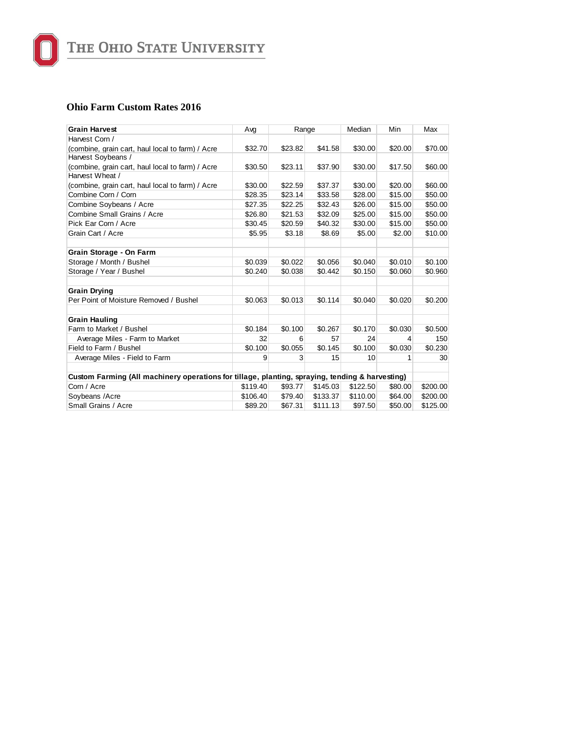## Ohio Farm Custom Rates 2016

| Grain Harvest | Avg | Range | | Median | Min | Max |
|---|---|---|---|---|---|---|
| Harvest Corn / (combine, grain cart, haul local to farm) / Acre | $32.70 | $23.82 | $41.58 | $30.00 | $20.00 | $70.00 |
| Harvest Soybeans / (combine, grain cart, haul local to farm) / Acre | $30.50 | $23.11 | $37.90 | $30.00 | $17.50 | $60.00 |
| Harvest Wheat / (combine, grain cart, haul local to farm) / Acre | $30.00 | $22.59 | $37.37 | $30.00 | $20.00 | $60.00 |
| Combine Corn / Corn | $28.35 | $23.14 | $33.58 | $28.00 | $15.00 | $50.00 |
| Combine Soybeans / Acre | $27.35 | $22.25 | $32.43 | $26.00 | $15.00 | $50.00 |
| Combine Small Grains / Acre | $26.80 | $21.53 | $32.09 | $25.00 | $15.00 | $50.00 |
| Pick Ear Corn / Acre | $30.45 | $20.59 | $40.32 | $30.00 | $15.00 | $50.00 |
| Grain Cart / Acre | $5.95 | $3.18 | $8.69 | $5.00 | $2.00 | $10.00 |
| | | | | | | |
| **Grain Storage - On Farm** | | | | | | |
| Storage / Month / Bushel | $0.039 | $0.022 | $0.056 | $0.040 | $0.010 | $0.100 |
| Storage / Year / Bushel | $0.240 | $0.038 | $0.442 | $0.150 | $0.060 | $0.960 |
| | | | | | | |
| **Grain Drying** | | | | | | |
| Per Point of Moisture Removed / Bushel | $0.063 | $0.013 | $0.114 | $0.040 | $0.020 | $0.200 |
| | | | | | | |
| **Grain Hauling** | | | | | | |
| Farm to Market / Bushel | $0.184 | $0.100 | $0.267 | $0.170 | $0.030 | $0.500 |
| Average Miles - Farm to Market | 32 | 6 | 57 | 24 | 4 | 150 |
| Field to Farm / Bushel | $0.100 | $0.055 | $0.145 | $0.100 | $0.030 | $0.230 |
| Average Miles - Field to Farm | 9 | 3 | 15 | 10 | 1 | 30 |
| | | | | | | |
| **Custom Farming (All machinery operations for tillage, planting, spraying, tending & harvesting)** | | | | | | |
| Corn / Acre | $119.40 | $93.77 | $145.03 | $122.50 | $80.00 | $200.00 |
| Soybeans /Acre | $106.40 | $79.40 | $133.37 | $110.00 | $64.00 | $200.00 |
| Small Grains / Acre | $89.20 | $67.31 | $111.13 | $97.50 | $50.00 | $125.00 |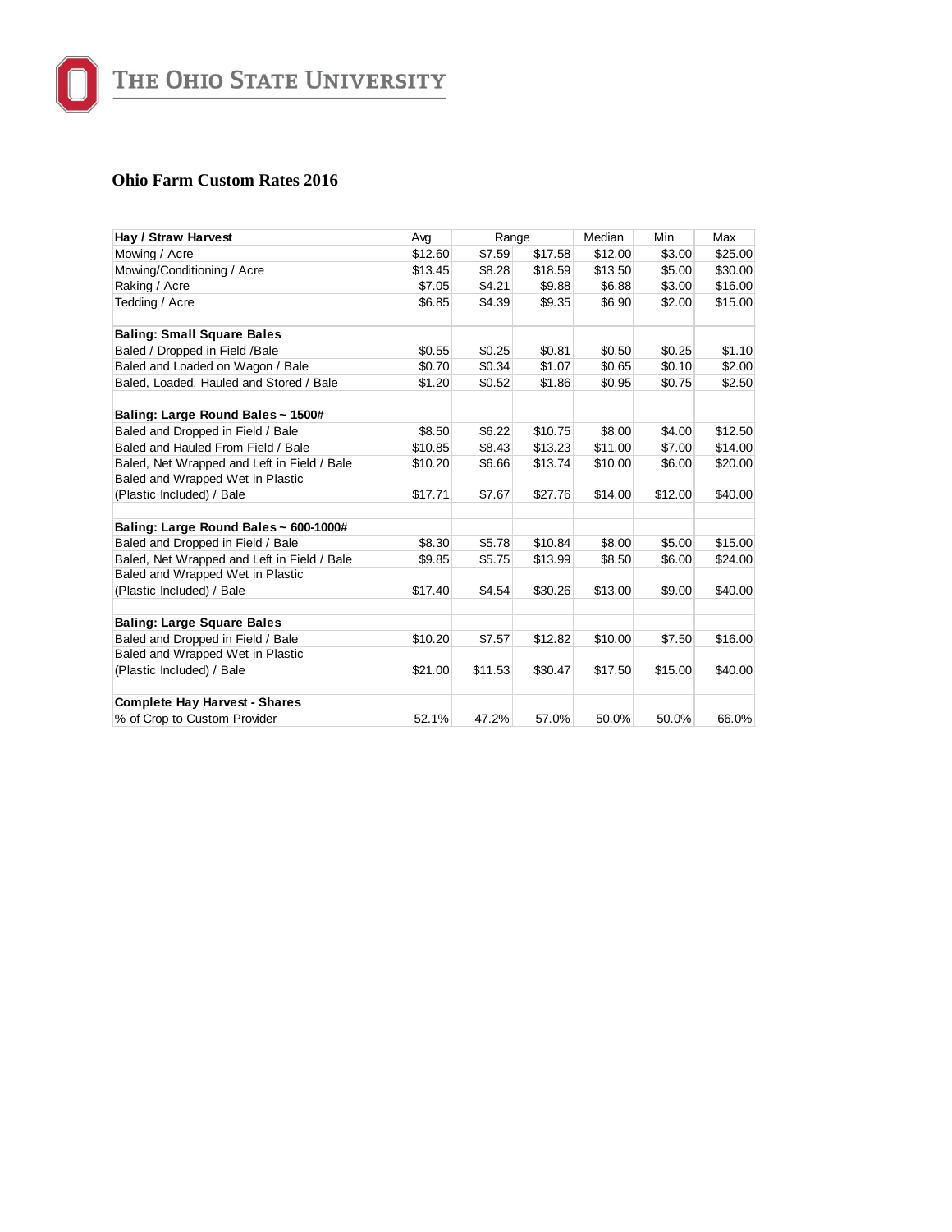# Ohio Farm Custom Rates 2016

| Hay / Straw Harvest | Avg | Range | | Median | Min | Max |
|---|---|---|---|---|---|---|
| Mowing / Acre | $12.60 | $7.59 | $17.58 | $12.00 | $3.00 | $25.00 |
| Mowing/Conditioning / Acre | $13.45 | $8.28 | $18.59 | $13.50 | $5.00 | $30.00 |
| Raking / Acre | $7.05 | $4.21 | $9.88 | $6.88 | $3.00 | $16.00 |
| Tedding / Acre | $6.85 | $4.39 | $9.35 | $6.90 | $2.00 | $15.00 |
| | | | | | | |
| **Baling: Small Square Bales** | | | | | | |
| Baled / Dropped in Field /Bale | $0.55 | $0.25 | $0.81 | $0.50 | $0.25 | $1.10 |
| Baled and Loaded on Wagon / Bale | $0.70 | $0.34 | $1.07 | $0.65 | $0.10 | $2.00 |
| Baled, Loaded, Hauled and Stored / Bale | $1.20 | $0.52 | $1.86 | $0.95 | $0.75 | $2.50 |
| | | | | | | |
| **Baling: Large Round Bales ~ 1500#** | | | | | | |
| Baled and Dropped in Field / Bale | $8.50 | $6.22 | $10.75 | $8.00 | $4.00 | $12.50 |
| Baled and Hauled From Field / Bale | $10.85 | $8.43 | $13.23 | $11.00 | $7.00 | $14.00 |
| Baled, Net Wrapped and Left in Field / Bale | $10.20 | $6.66 | $13.74 | $10.00 | $6.00 | $20.00 |
| Baled and Wrapped Wet in Plastic (Plastic Included) / Bale | $17.71 | $7.67 | $27.76 | $14.00 | $12.00 | $40.00 |
| | | | | | | |
| **Baling: Large Round Bales ~ 600-1000#** | | | | | | |
| Baled and Dropped in Field / Bale | $8.30 | $5.78 | $10.84 | $8.00 | $5.00 | $15.00 |
| Baled, Net Wrapped and Left in Field / Bale | $9.85 | $5.75 | $13.99 | $8.50 | $6.00 | $24.00 |
| Baled and Wrapped Wet in Plastic (Plastic Included) / Bale | $17.40 | $4.54 | $30.26 | $13.00 | $9.00 | $40.00 |
| | | | | | | |
| **Baling: Large Square Bales** | | | | | | |
| Baled and Dropped in Field / Bale | $10.20 | $7.57 | $12.82 | $10.00 | $7.50 | $16.00 |
| Baled and Wrapped Wet in Plastic (Plastic Included) / Bale | $21.00 | $11.53 | $30.47 | $17.50 | $15.00 | $40.00 |
| | | | | | | |
| **Complete Hay Harvest - Shares** | | | | | | |
| % of Crop to Custom Provider | 52.1% | 47.2% | 57.0% | 50.0% | 50.0% | 66.0% |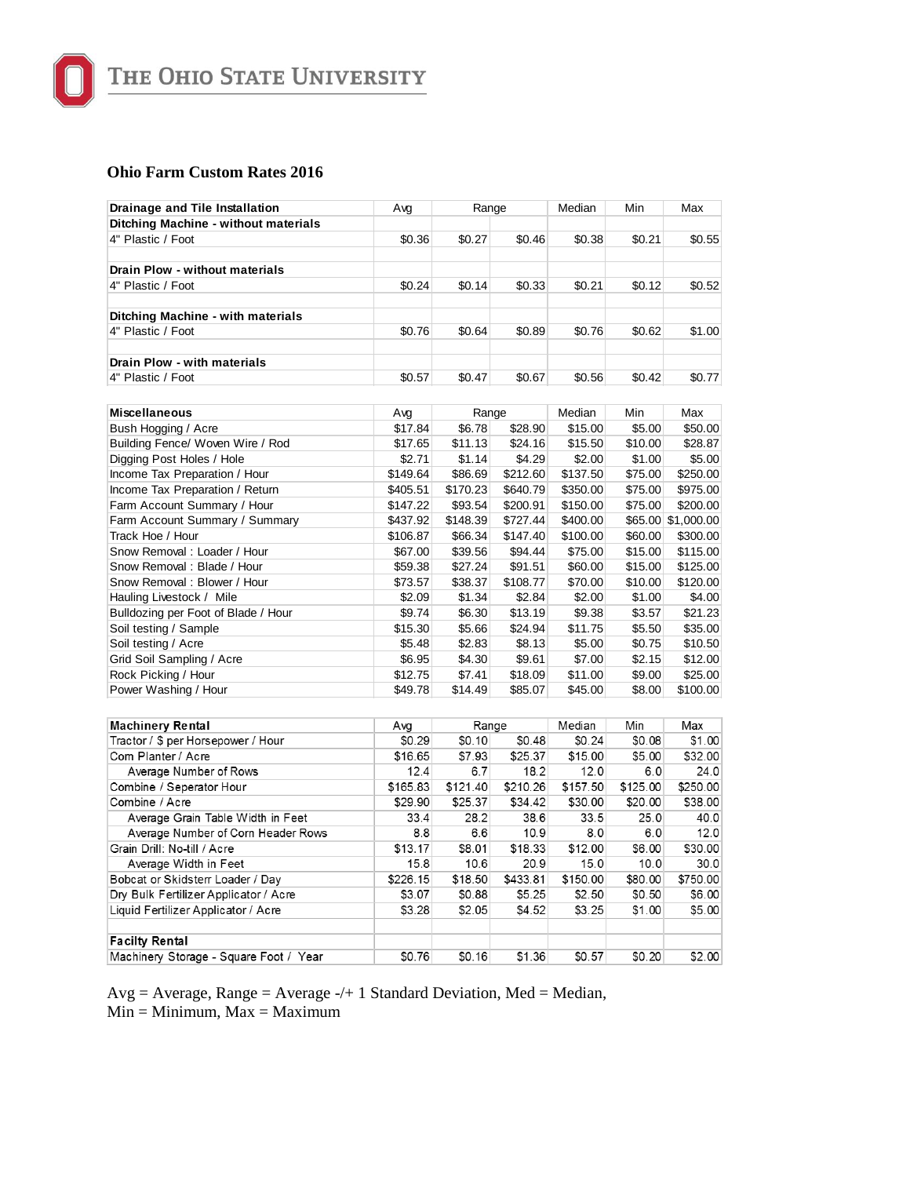## Ohio Farm Custom Rates 2016

| Drainage and Tile Installation | Avg | Range | | Median | Min | Max |
|---|---|---|---|---|---|---|
| **Ditching Machine - without materials** | | | | | | |
| 4" Plastic / Foot | $0.36 | $0.27 | $0.46 | $0.38 | $0.21 | $0.55 |
| | | | | | | |
| **Drain Plow - without materials** | | | | | | |
| 4" Plastic / Foot | $0.24 | $0.14 | $0.33 | $0.21 | $0.12 | $0.52 |
| | | | | | | |
| **Ditching Machine - with materials** | | | | | | |
| 4" Plastic / Foot | $0.76 | $0.64 | $0.89 | $0.76 | $0.62 | $1.00 |
| | | | | | | |
| **Drain Plow - with materials** | | | | | | |
| 4" Plastic / Foot | $0.57 | $0.47 | $0.67 | $0.56 | $0.42 | $0.77 |

| Miscellaneous | Avg | Range | | Median | Min | Max |
|---|---|---|---|---|---|---|
| Bush Hogging / Acre | $17.84 | $6.78 | $28.90 | $15.00 | $5.00 | $50.00 |
| Building Fence/ Woven Wire / Rod | $17.65 | $11.13 | $24.16 | $15.50 | $10.00 | $28.87 |
| Digging Post Holes / Hole | $2.71 | $1.14 | $4.29 | $2.00 | $1.00 | $5.00 |
| Income Tax Preparation / Hour | $149.64 | $86.69 | $212.60 | $137.50 | $75.00 | $250.00 |
| Income Tax Preparation / Return | $405.51 | $170.23 | $640.79 | $350.00 | $75.00 | $975.00 |
| Farm Account Summary / Hour | $147.22 | $93.54 | $200.91 | $150.00 | $75.00 | $200.00 |
| Farm Account Summary / Summary | $437.92 | $148.39 | $727.44 | $400.00 | $65.00 | $1,000.00 |
| Track Hoe / Hour | $106.87 | $66.34 | $147.40 | $100.00 | $60.00 | $300.00 |
| Snow Removal : Loader / Hour | $67.00 | $39.56 | $94.44 | $75.00 | $15.00 | $115.00 |
| Snow Removal : Blade / Hour | $59.38 | $27.24 | $91.51 | $60.00 | $15.00 | $125.00 |
| Snow Removal : Blower / Hour | $73.57 | $38.37 | $108.77 | $70.00 | $10.00 | $120.00 |
| Hauling Livestock / Mile | $2.09 | $1.34 | $2.84 | $2.00 | $1.00 | $4.00 |
| Bulldozing per Foot of Blade / Hour | $9.74 | $6.30 | $13.19 | $9.38 | $3.57 | $21.23 |
| Soil testing / Sample | $15.30 | $5.66 | $24.94 | $11.75 | $5.50 | $35.00 |
| Soil testing / Acre | $5.48 | $2.83 | $8.13 | $5.00 | $0.75 | $10.50 |
| Grid Soil Sampling / Acre | $6.95 | $4.30 | $9.61 | $7.00 | $2.15 | $12.00 |
| Rock Picking / Hour | $12.75 | $7.41 | $18.09 | $11.00 | $9.00 | $25.00 |
| Power Washing / Hour | $49.78 | $14.49 | $85.07 | $45.00 | $8.00 | $100.00 |

| Machinery Rental | Avg | Range | | Median | Min | Max |
|---|---|---|---|---|---|---|
| Tractor / $ per Horsepower / Hour | $0.29 | $0.10 | $0.48 | $0.24 | $0.08 | $1.00 |
| Corn Planter / Acre | $16.65 | $7.93 | $25.37 | $15.00 | $5.00 | $32.00 |
| Average Number of Rows | 12.4 | 6.7 | 18.2 | 12.0 | 6.0 | 24.0 |
| Combine / Seperator Hour | $165.83 | $121.40 | $210.26 | $157.50 | $125.00 | $250.00 |
| Combine / Acre | $29.90 | $25.37 | $34.42 | $30.00 | $20.00 | $38.00 |
| Average Grain Table Width in Feet | 33.4 | 28.2 | 38.6 | 33.5 | 25.0 | 40.0 |
| Average Number of Corn Header Rows | 8.8 | 6.6 | 10.9 | 8.0 | 6.0 | 12.0 |
| Grain Drill: No-till / Acre | $13.17 | $8.01 | $18.33 | $12.00 | $6.00 | $30.00 |
| Average Width in Feet | 15.8 | 10.6 | 20.9 | 15.0 | 10.0 | 30.0 |
| Bobcat or Skidsterr Loader / Day | $226.15 | $18.50 | $433.81 | $150.00 | $80.00 | $750.00 |
| Dry Bulk Fertilizer Applicator / Acre | $3.07 | $0.88 | $5.25 | $2.50 | $0.50 | $6.00 |
| Liquid Fertilizer Applicator / Acre | $3.28 | $2.05 | $4.52 | $3.25 | $1.00 | $5.00 |
| | | | | | | |
| **Facilty Rental** | | | | | | |
| Machinery Storage - Square Foot / Year | $0.76 | $0.16 | $1.36 | $0.57 | $0.20 | $2.00 |

Avg = Average, Range = Average -/+ 1 Standard Deviation, Med = Median, Min = Minimum, Max = Maximum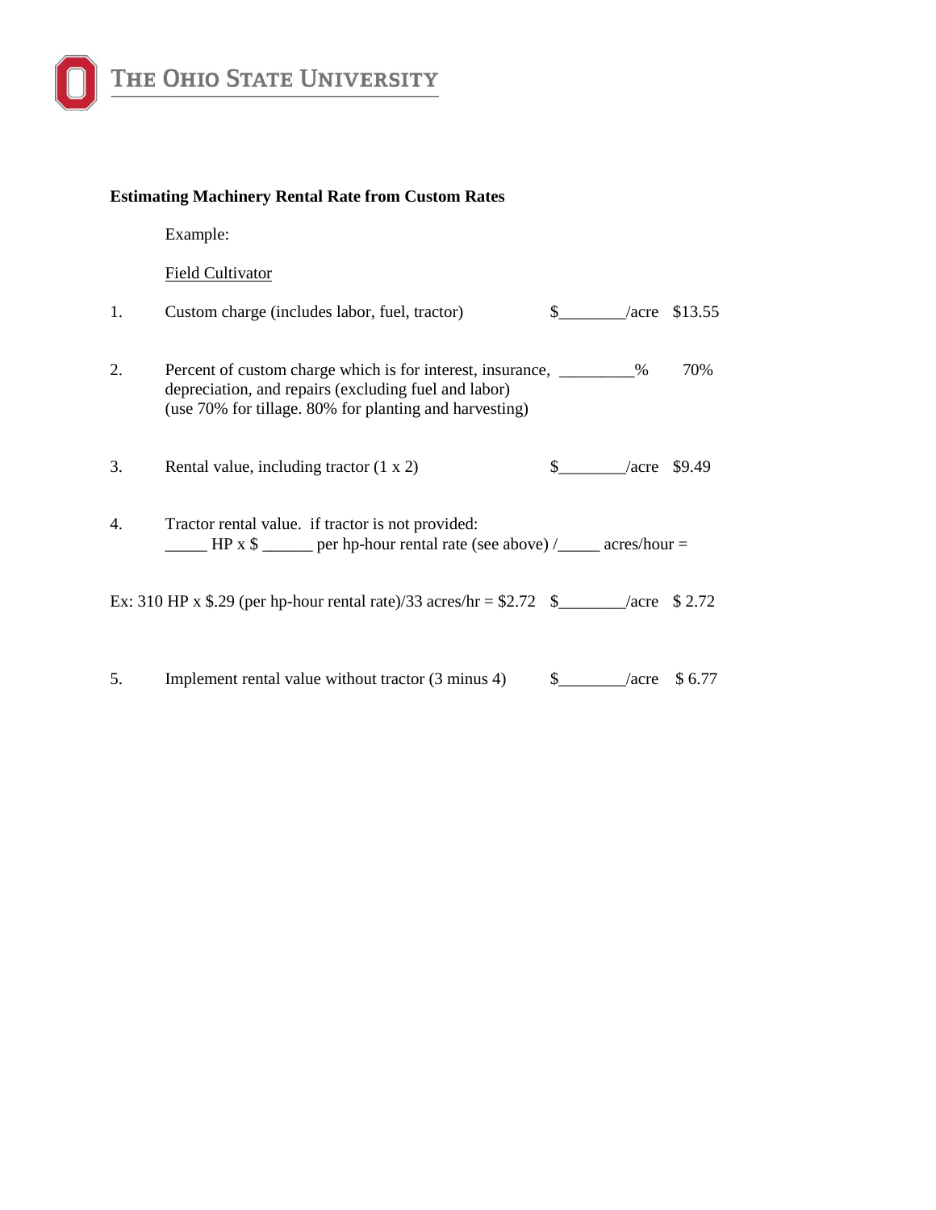**Estimating Machinery Rental Rate from Custom Rates**

Example:

Field Cultivator

1. Custom charge (includes labor, fuel, tractor) $________/acre $13.55

2. Percent of custom charge which is for interest, insurance, depreciation, and repairs (excluding fuel and labor) (use 70% for tillage. 80% for planting and harvesting) _________% 70%

3. Rental value, including tractor (1 x 2) $________/acre $9.49

4. Tractor rental value. if tractor is not provided:
_____ HP x $ ______ per hp-hour rental rate (see above) /_____ acres/hour =

Ex: 310 HP x $.29 (per hp-hour rental rate)/33 acres/hr = $2.72 $________/acre $ 2.72

5. Implement rental value without tractor (3 minus 4) $________/acre $ 6.77